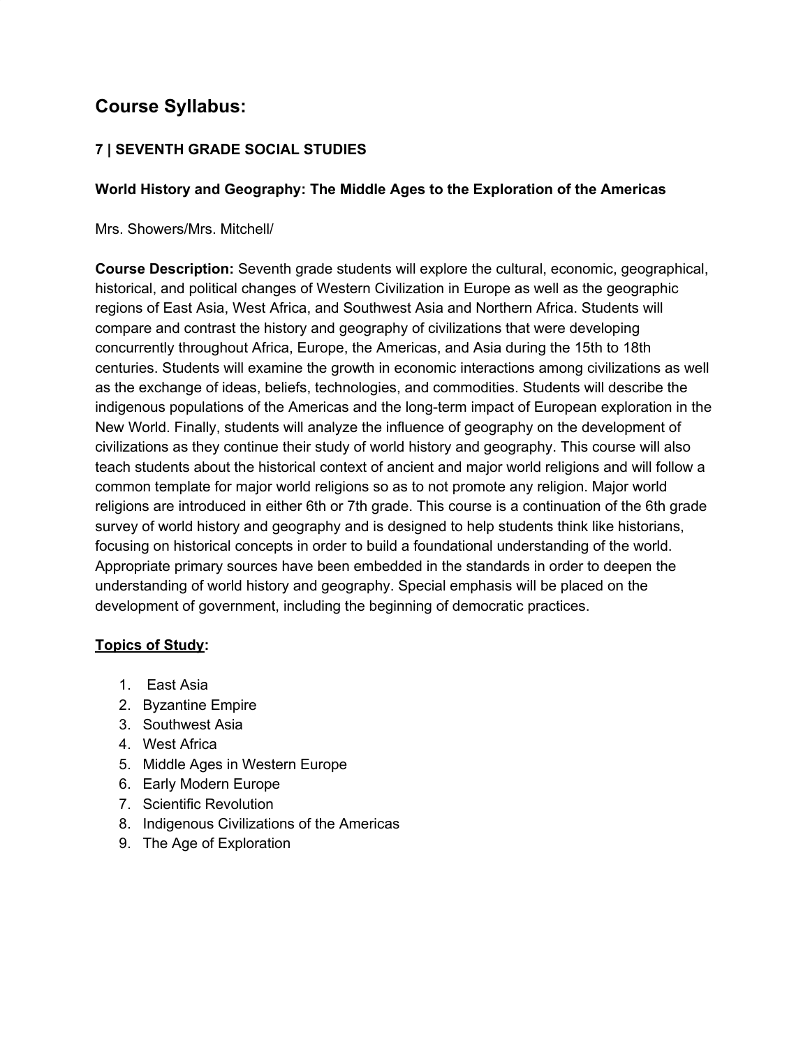# Course Syllabus:

### 7 | SEVENTH GRADE SOCIAL STUDIES

### World History and Geography: The Middle Ages to the Exploration of the Americas

Mrs. Showers/Mrs. Mitchell/

**Course Description:** Seventh grade students will explore the cultural, economic, geographical, historical, and political changes of Western Civilization in Europe as well as the geographic regions of East Asia, West Africa, and Southwest Asia and Northern Africa. Students will compare and contrast the history and geography of civilizations that were developing concurrently throughout Africa, Europe, the Americas, and Asia during the 15th to 18th centuries. Students will examine the growth in economic interactions among civilizations as well as the exchange of ideas, beliefs, technologies, and commodities. Students will describe the indigenous populations of the Americas and the long-term impact of European exploration in the New World. Finally, students will analyze the influence of geography on the development of civilizations as they continue their study of world history and geography. This course will also teach students about the historical context of ancient and major world religions and will follow a common template for major world religions so as to not promote any religion. Major world religions are introduced in either 6th or 7th grade. This course is a continuation of the 6th grade survey of world history and geography and is designed to help students think like historians, focusing on historical concepts in order to build a foundational understanding of the world. Appropriate primary sources have been embedded in the standards in order to deepen the understanding of world history and geography. Special emphasis will be placed on the development of government, including the beginning of democratic practices.

**<u>Topics of Study</u>:**

1. East Asia
2. Byzantine Empire
3. Southwest Asia
4. West Africa
5. Middle Ages in Western Europe
6. Early Modern Europe
7. Scientific Revolution
8. Indigenous Civilizations of the Americas
9. The Age of Exploration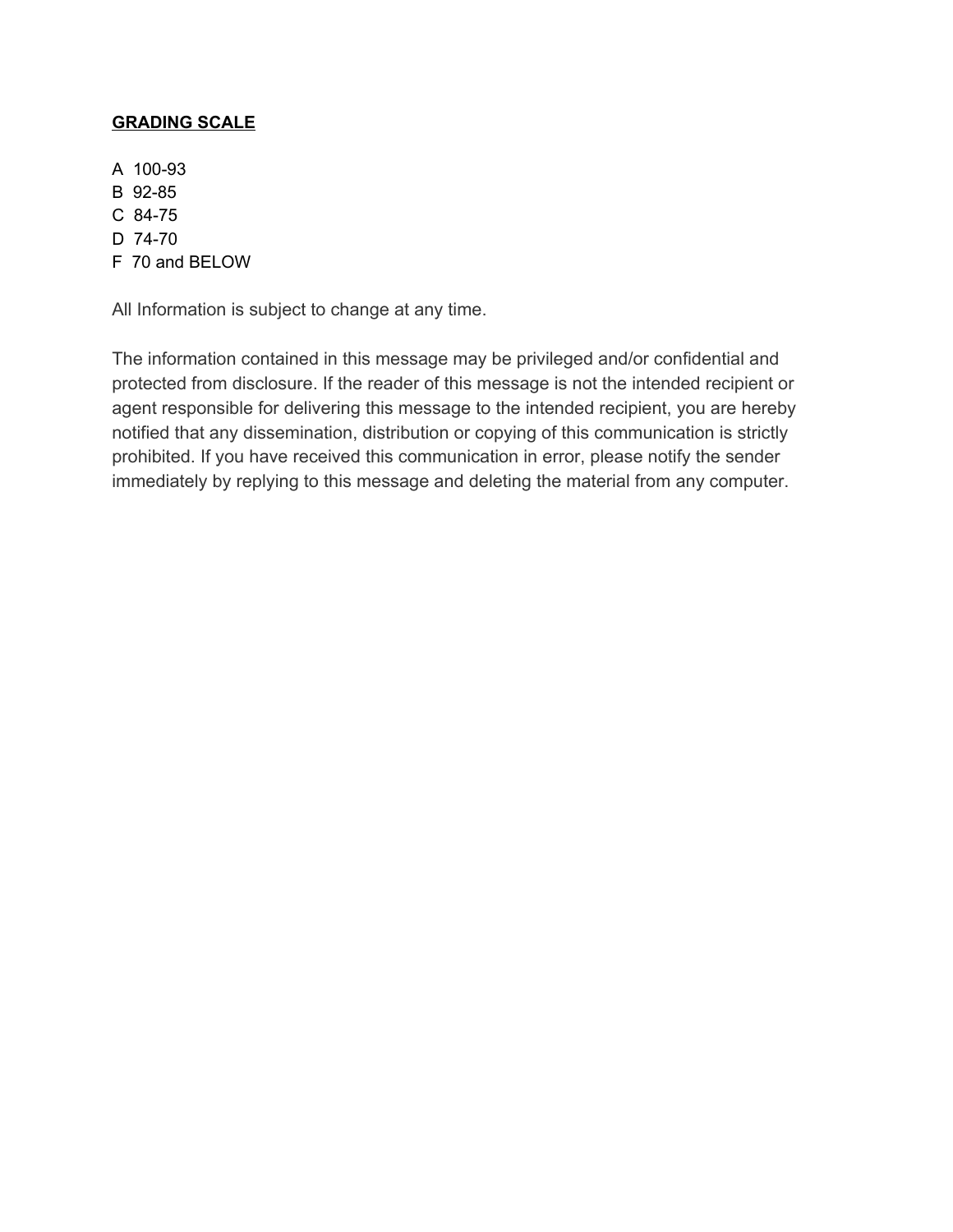**GRADING SCALE**

A 100-93
B 92-85
C 84-75
D 74-70
F 70 and BELOW

All Information is subject to change at any time.

The information contained in this message may be privileged and/or confidential and protected from disclosure. If the reader of this message is not the intended recipient or agent responsible for delivering this message to the intended recipient, you are hereby notified that any dissemination, distribution or copying of this communication is strictly prohibited. If you have received this communication in error, please notify the sender immediately by replying to this message and deleting the material from any computer.